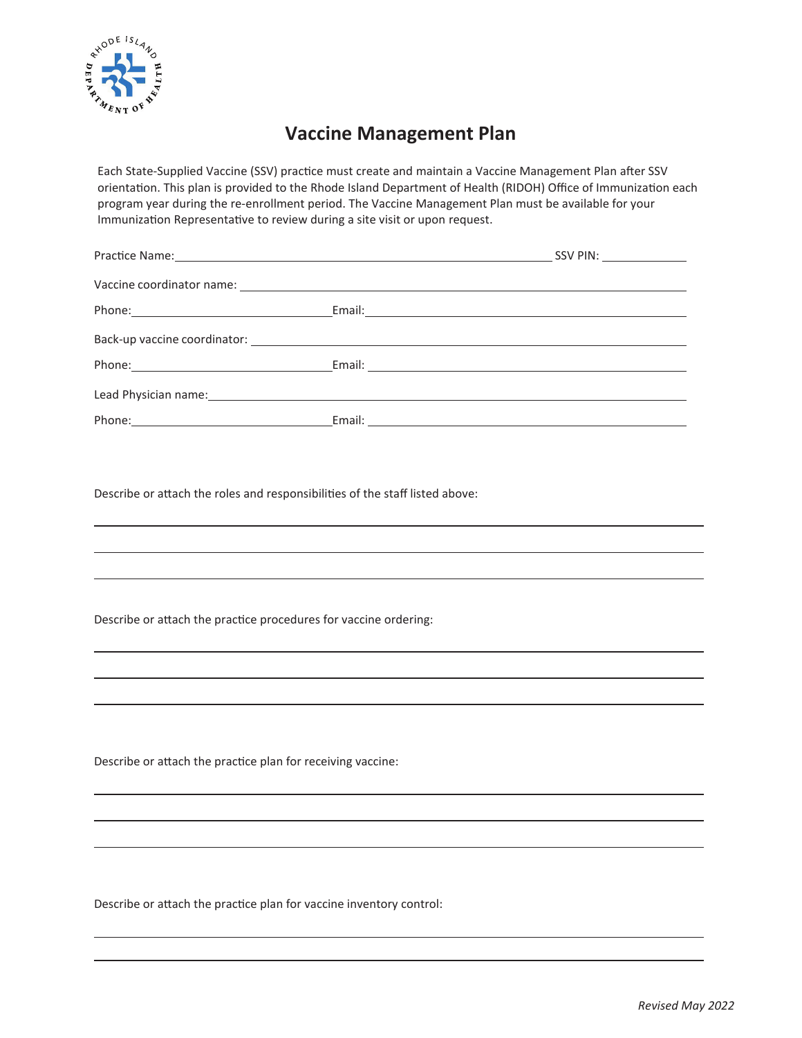# Vaccine Management Plan

Each State-Supplied Vaccine (SSV) practice must create and maintain a Vaccine Management Plan after SSV orientation. This plan is provided to the Rhode Island Department of Health (RIDOH) Office of Immunization each program year during the re-enrollment period. The Vaccine Management Plan must be available for your Immunization Representative to review during a site visit or upon request.

Practice Name: ______________________________ SSV PIN: __________

Vaccine coordinator name: ______________________________

Phone: ______________ Email: ______________________________

Back-up vaccine coordinator: ______________________________

Phone: ______________ Email: ______________________________

Lead Physician name: ______________________________

Phone: ______________ Email: ______________________________

Describe or attach the roles and responsibilities of the staff listed above:

______________________________

______________________________

______________________________

Describe or attach the practice procedures for vaccine ordering:

______________________________

______________________________

______________________________

Describe or attach the practice plan for receiving vaccine:

______________________________

______________________________

______________________________

Describe or attach the practice plan for vaccine inventory control:

______________________________

______________________________

*Revised May 2022*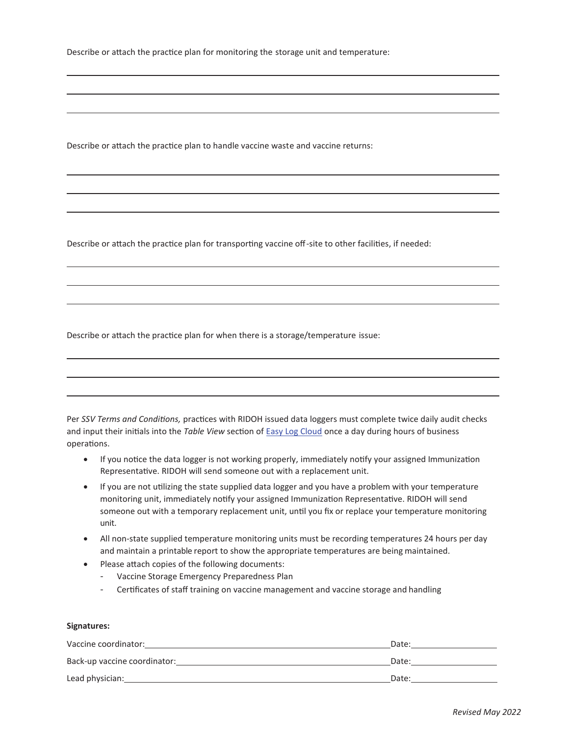Describe or attach the practice plan for monitoring the storage unit and temperature:

Describe or attach the practice plan to handle vaccine waste and vaccine returns:

Describe or attach the practice plan for transporting vaccine off-site to other facilities, if needed:

Describe or attach the practice plan for when there is a storage/temperature issue:

Per *SSV Terms and Conditions,* practices with RIDOH issued data loggers must complete twice daily audit checks and input their initials into the *Table View* section of [Easy Log Cloud](Easy Log Cloud) once a day during hours of business operations.

- If you notice the data logger is not working properly, immediately notify your assigned Immunization Representative. RIDOH will send someone out with a replacement unit.
- If you are not utilizing the state supplied data logger and you have a problem with your temperature monitoring unit, immediately notify your assigned Immunization Representative. RIDOH will send someone out with a temporary replacement unit, until you fix or replace your temperature monitoring unit.
- All non-state supplied temperature monitoring units must be recording temperatures 24 hours per day and maintain a printable report to show the appropriate temperatures are being maintained.
- Please attach copies of the following documents:
  - Vaccine Storage Emergency Preparedness Plan
  - Certificates of staff training on vaccine management and vaccine storage and handling

**Signatures:**

Vaccine coordinator:______________________________ Date:__________

Back-up vaccine coordinator:______________________________ Date:__________

Lead physician:______________________________ Date:__________

*Revised May 2022*